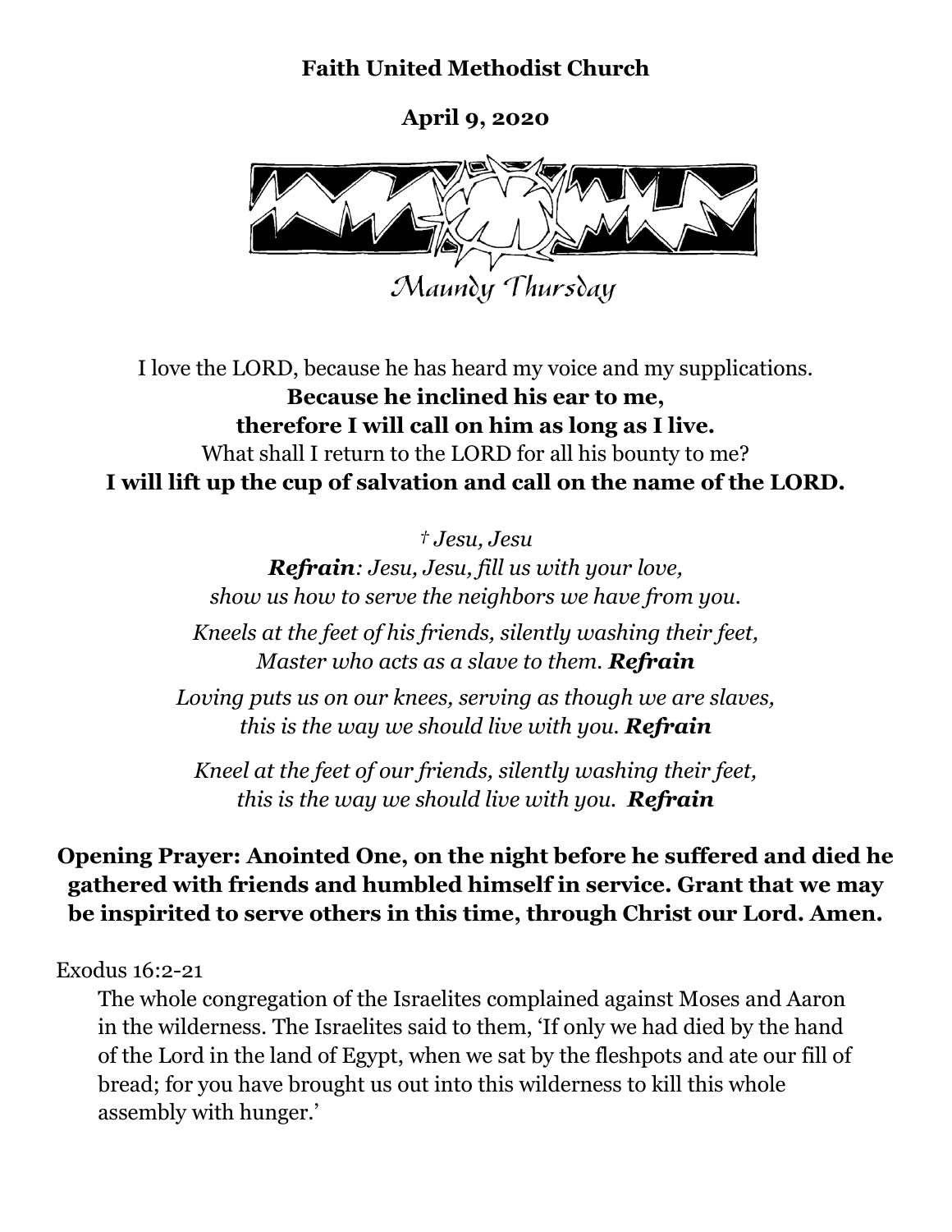**Faith United Methodist Church**

**April 9, 2020**

Maundy Thursday

I love the LORD, because he has heard my voice and my supplications.
**Because he inclined his ear to me,**
**therefore I will call on him as long as I live.**
What shall I return to the LORD for all his bounty to me?
**I will lift up the cup of salvation and call on the name of the LORD.**

*† Jesu, Jesu*
***Refrain****: Jesu, Jesu, fill us with your love,*
*show us how to serve the neighbors we have from you.*

*Kneels at the feet of his friends, silently washing their feet,*
*Master who acts as a slave to them.* ***Refrain***

*Loving puts us on our knees, serving as though we are slaves,*
*this is the way we should live with you.* ***Refrain***

*Kneel at the feet of our friends, silently washing their feet,*
*this is the way we should live with you.* ***Refrain***

**Opening Prayer: Anointed One, on the night before he suffered and died he gathered with friends and humbled himself in service. Grant that we may be inspirited to serve others in this time, through Christ our Lord. Amen.**

Exodus 16:2-21

The whole congregation of the Israelites complained against Moses and Aaron in the wilderness. The Israelites said to them, 'If only we had died by the hand of the Lord in the land of Egypt, when we sat by the fleshpots and ate our fill of bread; for you have brought us out into this wilderness to kill this whole assembly with hunger.'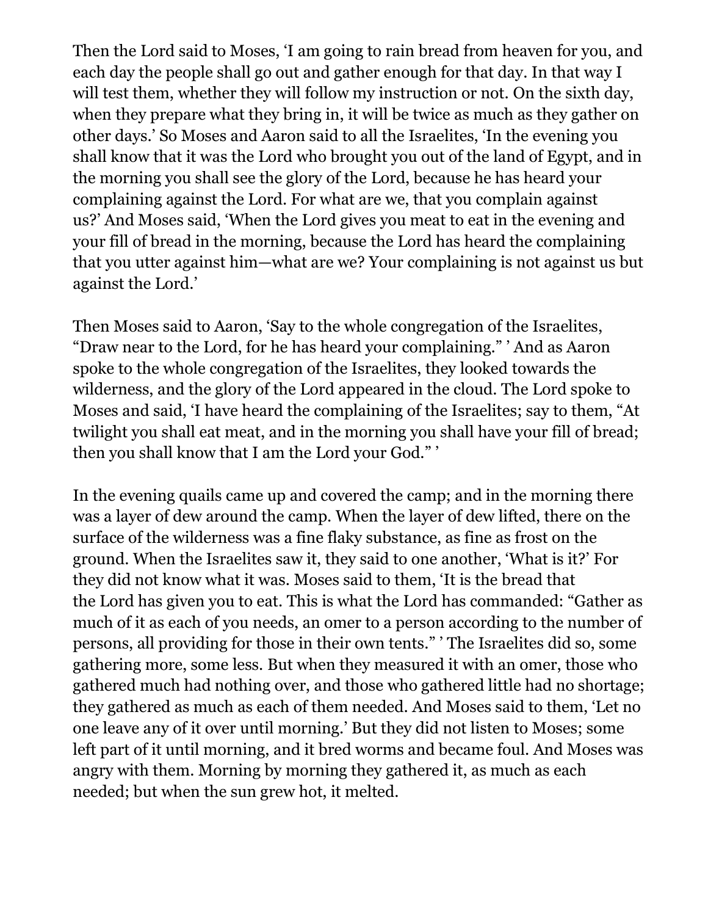Then the Lord said to Moses, ‘I am going to rain bread from heaven for you, and each day the people shall go out and gather enough for that day. In that way I will test them, whether they will follow my instruction or not. On the sixth day, when they prepare what they bring in, it will be twice as much as they gather on other days.’ So Moses and Aaron said to all the Israelites, ‘In the evening you shall know that it was the Lord who brought you out of the land of Egypt, and in the morning you shall see the glory of the Lord, because he has heard your complaining against the Lord. For what are we, that you complain against us?’ And Moses said, ‘When the Lord gives you meat to eat in the evening and your fill of bread in the morning, because the Lord has heard the complaining that you utter against him—what are we? Your complaining is not against us but against the Lord.’

Then Moses said to Aaron, ‘Say to the whole congregation of the Israelites, “Draw near to the Lord, for he has heard your complaining.” ’ And as Aaron spoke to the whole congregation of the Israelites, they looked towards the wilderness, and the glory of the Lord appeared in the cloud. The Lord spoke to Moses and said, ‘I have heard the complaining of the Israelites; say to them, “At twilight you shall eat meat, and in the morning you shall have your fill of bread; then you shall know that I am the Lord your God.” ’

In the evening quails came up and covered the camp; and in the morning there was a layer of dew around the camp. When the layer of dew lifted, there on the surface of the wilderness was a fine flaky substance, as fine as frost on the ground. When the Israelites saw it, they said to one another, ‘What is it?’ For they did not know what it was. Moses said to them, ‘It is the bread that the Lord has given you to eat. This is what the Lord has commanded: “Gather as much of it as each of you needs, an omer to a person according to the number of persons, all providing for those in their own tents.” ’ The Israelites did so, some gathering more, some less. But when they measured it with an omer, those who gathered much had nothing over, and those who gathered little had no shortage; they gathered as much as each of them needed. And Moses said to them, ‘Let no one leave any of it over until morning.’ But they did not listen to Moses; some left part of it until morning, and it bred worms and became foul. And Moses was angry with them. Morning by morning they gathered it, as much as each needed; but when the sun grew hot, it melted.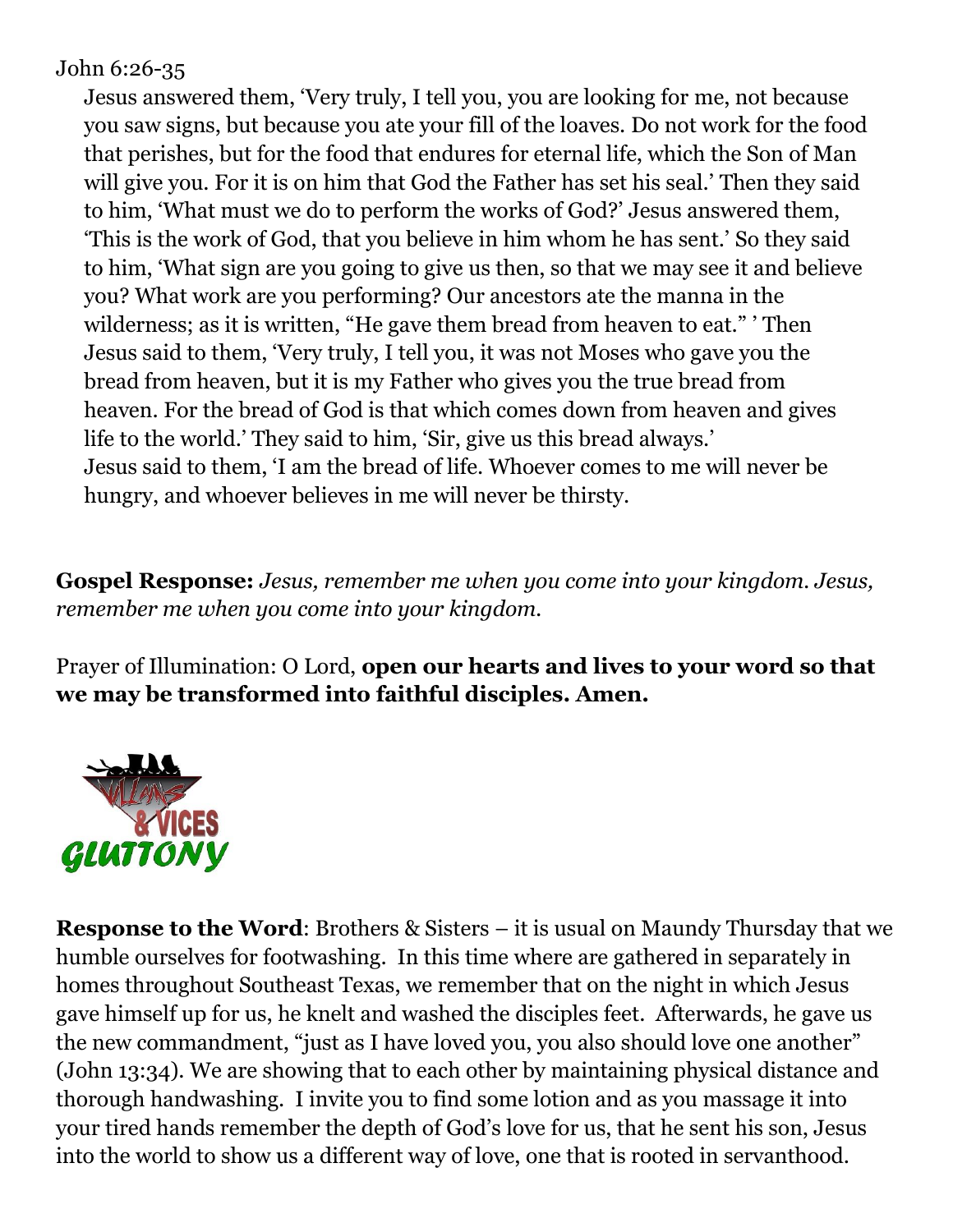John 6:26-35

Jesus answered them, 'Very truly, I tell you, you are looking for me, not because you saw signs, but because you ate your fill of the loaves. Do not work for the food that perishes, but for the food that endures for eternal life, which the Son of Man will give you. For it is on him that God the Father has set his seal.' Then they said to him, 'What must we do to perform the works of God?' Jesus answered them, 'This is the work of God, that you believe in him whom he has sent.' So they said to him, 'What sign are you going to give us then, so that we may see it and believe you? What work are you performing? Our ancestors ate the manna in the wilderness; as it is written, "He gave them bread from heaven to eat." ' Then Jesus said to them, 'Very truly, I tell you, it was not Moses who gave you the bread from heaven, but it is my Father who gives you the true bread from heaven. For the bread of God is that which comes down from heaven and gives life to the world.' They said to him, 'Sir, give us this bread always.' Jesus said to them, 'I am the bread of life. Whoever comes to me will never be hungry, and whoever believes in me will never be thirsty.

**Gospel Response:** *Jesus, remember me when you come into your kingdom. Jesus, remember me when you come into your kingdom.*

Prayer of Illumination: O Lord, **open our hearts and lives to your word so that we may be transformed into faithful disciples. Amen.**

VILLAINS & VICES
GLUTTONY

**Response to the Word**: Brothers & Sisters – it is usual on Maundy Thursday that we humble ourselves for footwashing. In this time where are gathered in separately in homes throughout Southeast Texas, we remember that on the night in which Jesus gave himself up for us, he knelt and washed the disciples feet. Afterwards, he gave us the new commandment, "just as I have loved you, you also should love one another" (John 13:34). We are showing that to each other by maintaining physical distance and thorough handwashing. I invite you to find some lotion and as you massage it into your tired hands remember the depth of God's love for us, that he sent his son, Jesus into the world to show us a different way of love, one that is rooted in servanthood.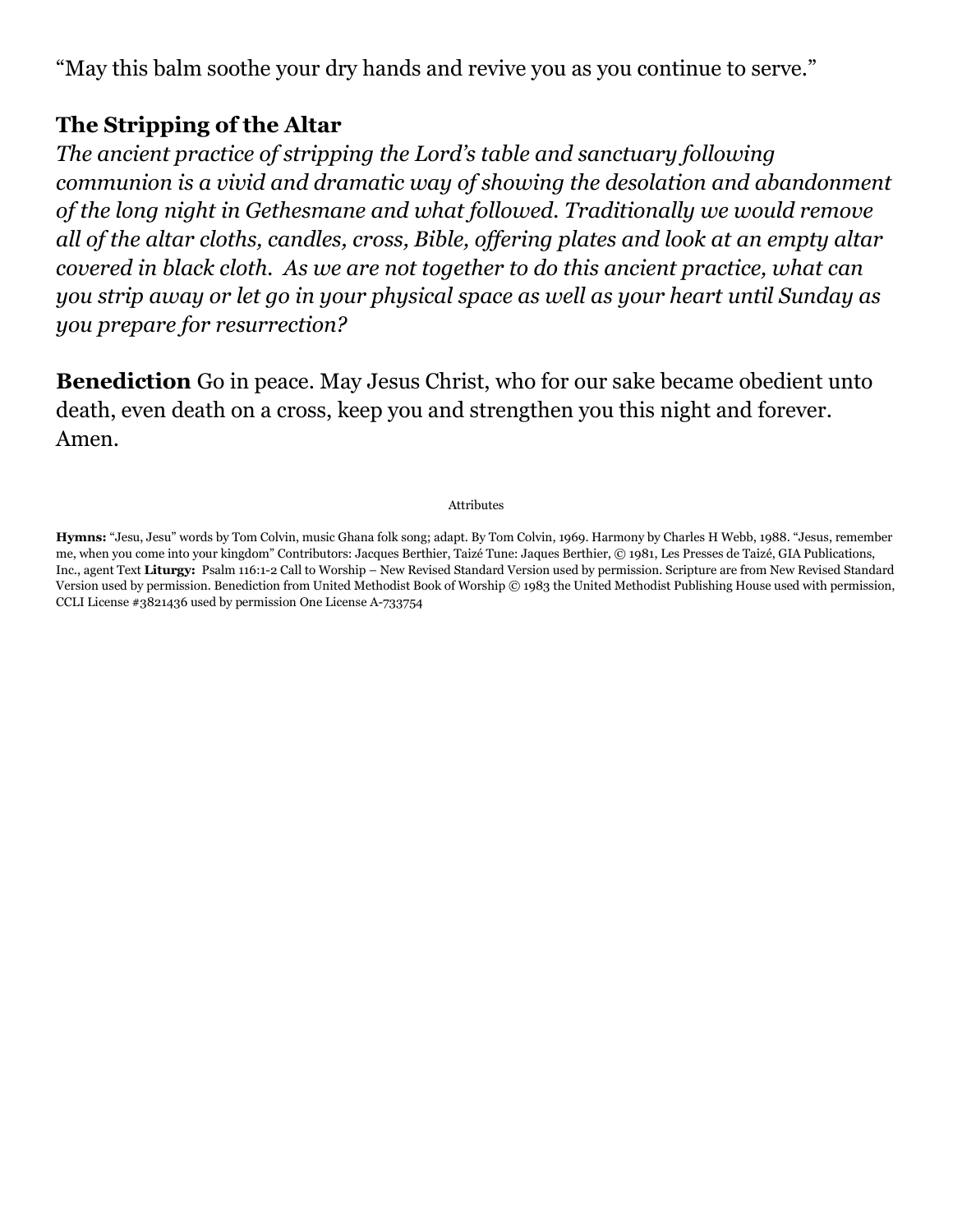"May this balm soothe your dry hands and revive you as you continue to serve."

### The Stripping of the Altar

*The ancient practice of stripping the Lord's table and sanctuary following communion is a vivid and dramatic way of showing the desolation and abandonment of the long night in Gethesmane and what followed. Traditionally we would remove all of the altar cloths, candles, cross, Bible, offering plates and look at an empty altar covered in black cloth. As we are not together to do this ancient practice, what can you strip away or let go in your physical space as well as your heart until Sunday as you prepare for resurrection?*

**Benediction** Go in peace. May Jesus Christ, who for our sake became obedient unto death, even death on a cross, keep you and strengthen you this night and forever. Amen.

Attributes

**Hymns:** "Jesu, Jesu" words by Tom Colvin, music Ghana folk song; adapt. By Tom Colvin, 1969. Harmony by Charles H Webb, 1988. "Jesus, remember me, when you come into your kingdom" Contributors: Jacques Berthier, Taizé Tune: Jaques Berthier, © 1981, Les Presses de Taizé, GIA Publications, Inc., agent Text **Liturgy:** Psalm 116:1-2 Call to Worship – New Revised Standard Version used by permission. Scripture are from New Revised Standard Version used by permission. Benediction from United Methodist Book of Worship © 1983 the United Methodist Publishing House used with permission, CCLI License #3821436 used by permission One License A-733754